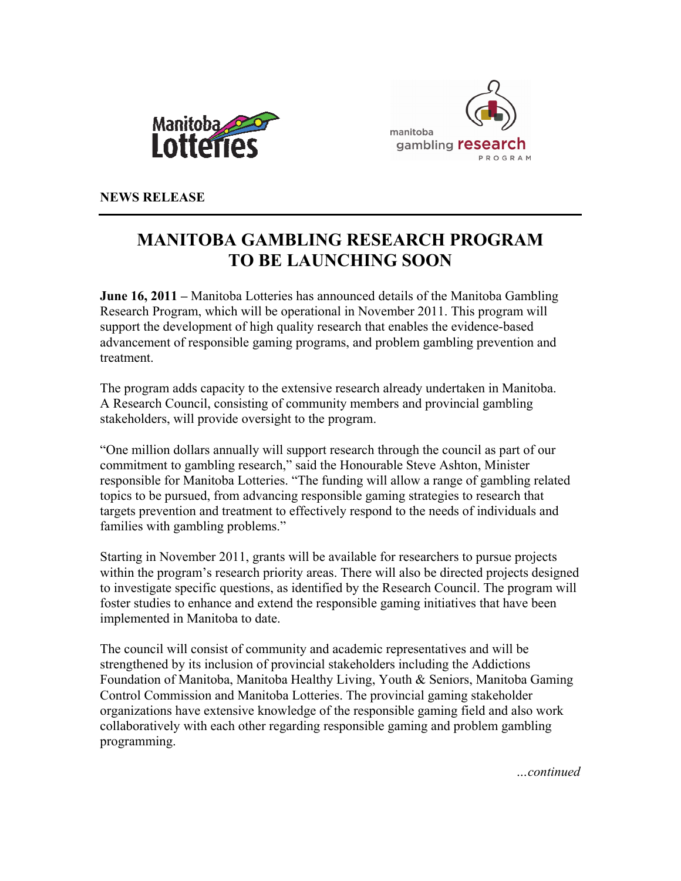Manitoba Lotteries

manitoba gambling research PROGRAM

**NEWS RELEASE**

# MANITOBA GAMBLING RESEARCH PROGRAM TO BE LAUNCHING SOON

**June 16, 2011 –** Manitoba Lotteries has announced details of the Manitoba Gambling Research Program, which will be operational in November 2011. This program will support the development of high quality research that enables the evidence-based advancement of responsible gaming programs, and problem gambling prevention and treatment.

The program adds capacity to the extensive research already undertaken in Manitoba. A Research Council, consisting of community members and provincial gambling stakeholders, will provide oversight to the program.

"One million dollars annually will support research through the council as part of our commitment to gambling research," said the Honourable Steve Ashton, Minister responsible for Manitoba Lotteries. "The funding will allow a range of gambling related topics to be pursued, from advancing responsible gaming strategies to research that targets prevention and treatment to effectively respond to the needs of individuals and families with gambling problems."

Starting in November 2011, grants will be available for researchers to pursue projects within the program's research priority areas. There will also be directed projects designed to investigate specific questions, as identified by the Research Council. The program will foster studies to enhance and extend the responsible gaming initiatives that have been implemented in Manitoba to date.

The council will consist of community and academic representatives and will be strengthened by its inclusion of provincial stakeholders including the Addictions Foundation of Manitoba, Manitoba Healthy Living, Youth & Seniors, Manitoba Gaming Control Commission and Manitoba Lotteries. The provincial gaming stakeholder organizations have extensive knowledge of the responsible gaming field and also work collaboratively with each other regarding responsible gaming and problem gambling programming.

*...continued*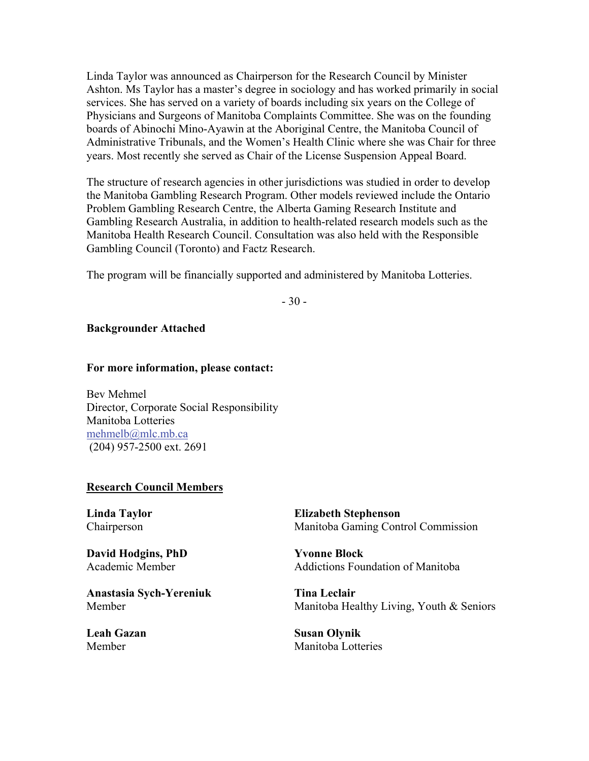Linda Taylor was announced as Chairperson for the Research Council by Minister Ashton. Ms Taylor has a master's degree in sociology and has worked primarily in social services. She has served on a variety of boards including six years on the College of Physicians and Surgeons of Manitoba Complaints Committee. She was on the founding boards of Abinochi Mino-Ayawin at the Aboriginal Centre, the Manitoba Council of Administrative Tribunals, and the Women's Health Clinic where she was Chair for three years. Most recently she served as Chair of the License Suspension Appeal Board.

The structure of research agencies in other jurisdictions was studied in order to develop the Manitoba Gambling Research Program. Other models reviewed include the Ontario Problem Gambling Research Centre, the Alberta Gaming Research Institute and Gambling Research Australia, in addition to health-related research models such as the Manitoba Health Research Council. Consultation was also held with the Responsible Gambling Council (Toronto) and Factz Research.

The program will be financially supported and administered by Manitoba Lotteries.

\- 30 -

**Backgrounder Attached**

**For more information, please contact:**

Bev Mehmel
Director, Corporate Social Responsibility
Manitoba Lotteries
mehmelb@mlc.mb.ca
(204) 957-2500 ext. 2691

**Research Council Members**

**Linda Taylor**
Chairperson

**David Hodgins, PhD**
Academic Member

**Anastasia Sych-Yereniuk**
Member

**Leah Gazan**
Member

**Elizabeth Stephenson**
Manitoba Gaming Control Commission

**Yvonne Block**
Addictions Foundation of Manitoba

**Tina Leclair**
Manitoba Healthy Living, Youth & Seniors

**Susan Olynik**
Manitoba Lotteries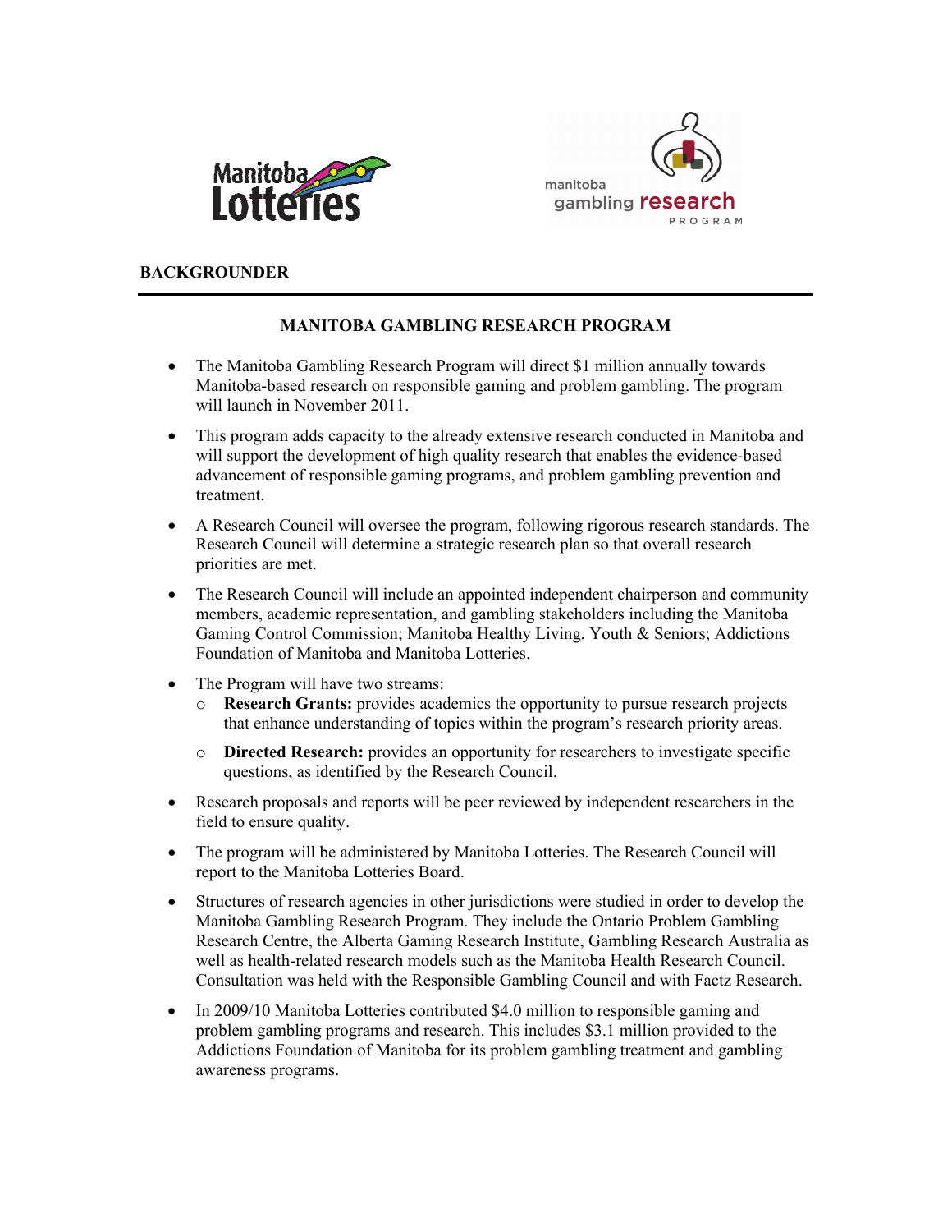**BACKGROUNDER**

---

## MANITOBA GAMBLING RESEARCH PROGRAM

- The Manitoba Gambling Research Program will direct $1 million annually towards Manitoba-based research on responsible gaming and problem gambling. The program will launch in November 2011.
- This program adds capacity to the already extensive research conducted in Manitoba and will support the development of high quality research that enables the evidence-based advancement of responsible gaming programs, and problem gambling prevention and treatment.
- A Research Council will oversee the program, following rigorous research standards. The Research Council will determine a strategic research plan so that overall research priorities are met.
- The Research Council will include an appointed independent chairperson and community members, academic representation, and gambling stakeholders including the Manitoba Gaming Control Commission; Manitoba Healthy Living, Youth & Seniors; Addictions Foundation of Manitoba and Manitoba Lotteries.
- The Program will have two streams:
  - **Research Grants:** provides academics the opportunity to pursue research projects that enhance understanding of topics within the program's research priority areas.
  - **Directed Research:** provides an opportunity for researchers to investigate specific questions, as identified by the Research Council.
- Research proposals and reports will be peer reviewed by independent researchers in the field to ensure quality.
- The program will be administered by Manitoba Lotteries. The Research Council will report to the Manitoba Lotteries Board.
- Structures of research agencies in other jurisdictions were studied in order to develop the Manitoba Gambling Research Program. They include the Ontario Problem Gambling Research Centre, the Alberta Gaming Research Institute, Gambling Research Australia as well as health-related research models such as the Manitoba Health Research Council. Consultation was held with the Responsible Gambling Council and with Factz Research.
- In 2009/10 Manitoba Lotteries contributed $4.0 million to responsible gaming and problem gambling programs and research. This includes $3.1 million provided to the Addictions Foundation of Manitoba for its problem gambling treatment and gambling awareness programs.